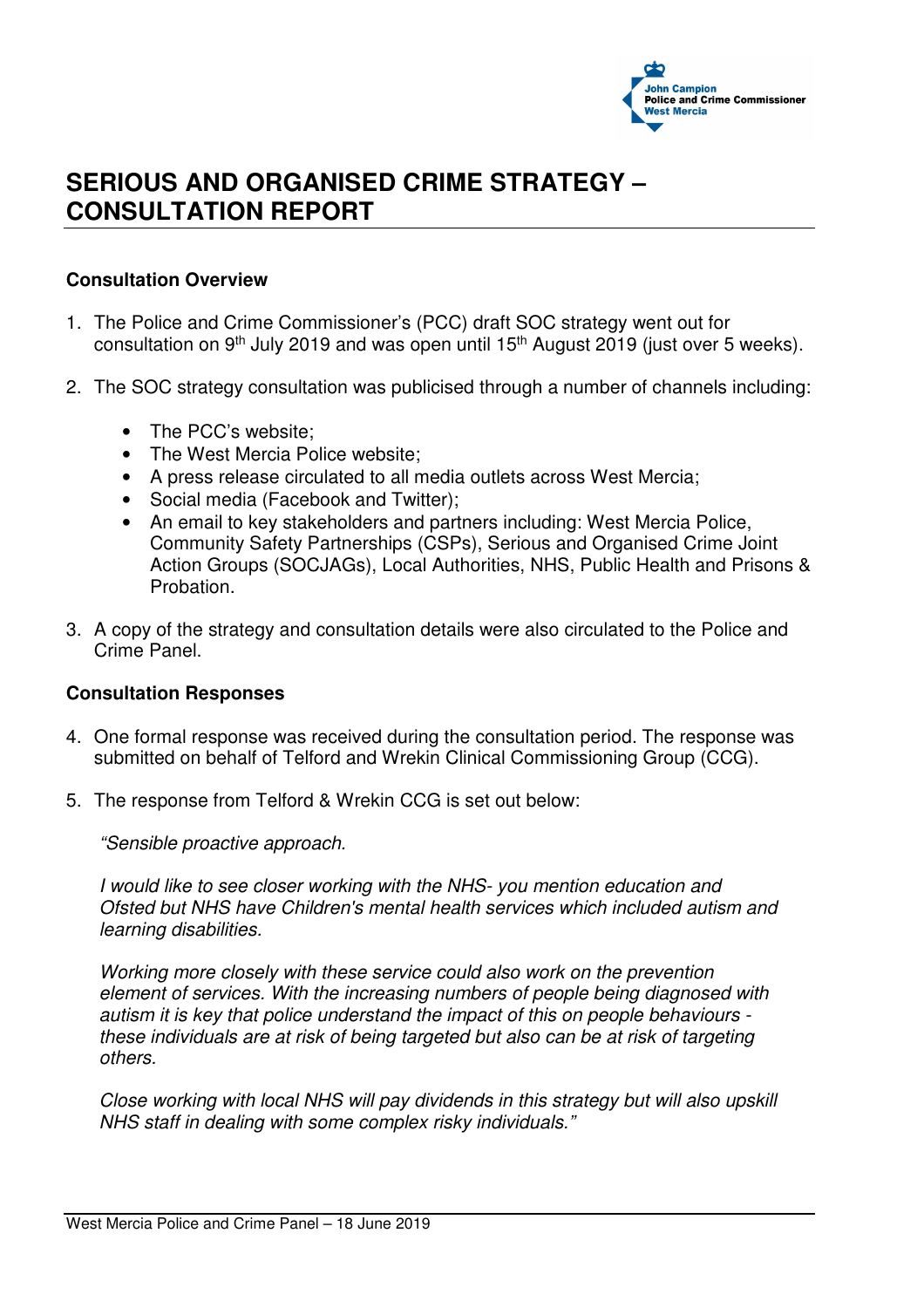# SERIOUS AND ORGANISED CRIME STRATEGY – CONSULTATION REPORT

**Consultation Overview**

1. The Police and Crime Commissioner's (PCC) draft SOC strategy went out for consultation on 9th July 2019 and was open until 15th August 2019 (just over 5 weeks).

2. The SOC strategy consultation was publicised through a number of channels including:

   - The PCC's website;
   - The West Mercia Police website;
   - A press release circulated to all media outlets across West Mercia;
   - Social media (Facebook and Twitter);
   - An email to key stakeholders and partners including: West Mercia Police, Community Safety Partnerships (CSPs), Serious and Organised Crime Joint Action Groups (SOCJAGs), Local Authorities, NHS, Public Health and Prisons & Probation.

3. A copy of the strategy and consultation details were also circulated to the Police and Crime Panel.

**Consultation Responses**

4. One formal response was received during the consultation period. The response was submitted on behalf of Telford and Wrekin Clinical Commissioning Group (CCG).

5. The response from Telford & Wrekin CCG is set out below:

   *"Sensible proactive approach.*

   *I would like to see closer working with the NHS- you mention education and Ofsted but NHS have Children's mental health services which included autism and learning disabilities.*

   *Working more closely with these service could also work on the prevention element of services. With the increasing numbers of people being diagnosed with autism it is key that police understand the impact of this on people behaviours - these individuals are at risk of being targeted but also can be at risk of targeting others.*

   *Close working with local NHS will pay dividends in this strategy but will also upskill NHS staff in dealing with some complex risky individuals."*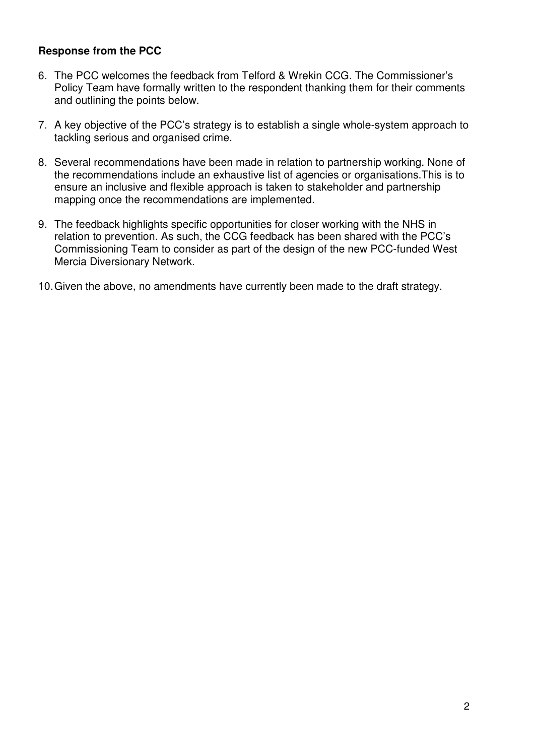**Response from the PCC**

6. The PCC welcomes the feedback from Telford & Wrekin CCG. The Commissioner's Policy Team have formally written to the respondent thanking them for their comments and outlining the points below.

7. A key objective of the PCC's strategy is to establish a single whole-system approach to tackling serious and organised crime.

8. Several recommendations have been made in relation to partnership working. None of the recommendations include an exhaustive list of agencies or organisations.This is to ensure an inclusive and flexible approach is taken to stakeholder and partnership mapping once the recommendations are implemented.

9. The feedback highlights specific opportunities for closer working with the NHS in relation to prevention. As such, the CCG feedback has been shared with the PCC's Commissioning Team to consider as part of the design of the new PCC-funded West Mercia Diversionary Network.

10. Given the above, no amendments have currently been made to the draft strategy.